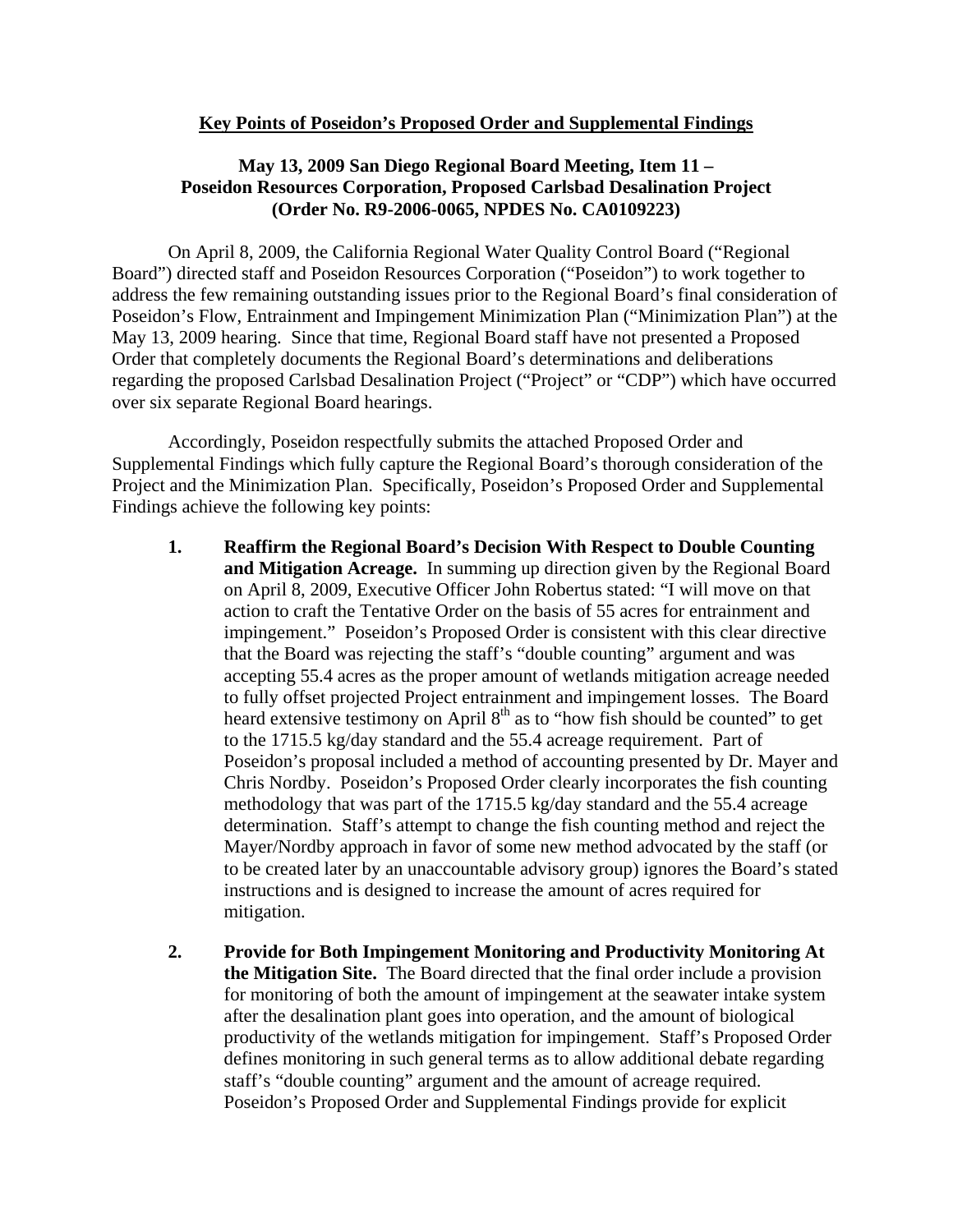**Key Points of Poseidon's Proposed Order and Supplemental Findings**

**May 13, 2009 San Diego Regional Board Meeting, Item 11 – Poseidon Resources Corporation, Proposed Carlsbad Desalination Project (Order No. R9-2006-0065, NPDES No. CA0109223)**

On April 8, 2009, the California Regional Water Quality Control Board ("Regional Board") directed staff and Poseidon Resources Corporation ("Poseidon") to work together to address the few remaining outstanding issues prior to the Regional Board's final consideration of Poseidon's Flow, Entrainment and Impingement Minimization Plan ("Minimization Plan") at the May 13, 2009 hearing. Since that time, Regional Board staff have not presented a Proposed Order that completely documents the Regional Board's determinations and deliberations regarding the proposed Carlsbad Desalination Project ("Project" or "CDP") which have occurred over six separate Regional Board hearings.

Accordingly, Poseidon respectfully submits the attached Proposed Order and Supplemental Findings which fully capture the Regional Board's thorough consideration of the Project and the Minimization Plan. Specifically, Poseidon's Proposed Order and Supplemental Findings achieve the following key points:

1. **Reaffirm the Regional Board's Decision With Respect to Double Counting and Mitigation Acreage.** In summing up direction given by the Regional Board on April 8, 2009, Executive Officer John Robertus stated: "I will move on that action to craft the Tentative Order on the basis of 55 acres for entrainment and impingement." Poseidon's Proposed Order is consistent with this clear directive that the Board was rejecting the staff's "double counting" argument and was accepting 55.4 acres as the proper amount of wetlands mitigation acreage needed to fully offset projected Project entrainment and impingement losses. The Board heard extensive testimony on April 8th as to "how fish should be counted" to get to the 1715.5 kg/day standard and the 55.4 acreage requirement. Part of Poseidon's proposal included a method of accounting presented by Dr. Mayer and Chris Nordby. Poseidon's Proposed Order clearly incorporates the fish counting methodology that was part of the 1715.5 kg/day standard and the 55.4 acreage determination. Staff's attempt to change the fish counting method and reject the Mayer/Nordby approach in favor of some new method advocated by the staff (or to be created later by an unaccountable advisory group) ignores the Board's stated instructions and is designed to increase the amount of acres required for mitigation.

2. **Provide for Both Impingement Monitoring and Productivity Monitoring At the Mitigation Site.** The Board directed that the final order include a provision for monitoring of both the amount of impingement at the seawater intake system after the desalination plant goes into operation, and the amount of biological productivity of the wetlands mitigation for impingement. Staff's Proposed Order defines monitoring in such general terms as to allow additional debate regarding staff's "double counting" argument and the amount of acreage required. Poseidon's Proposed Order and Supplemental Findings provide for explicit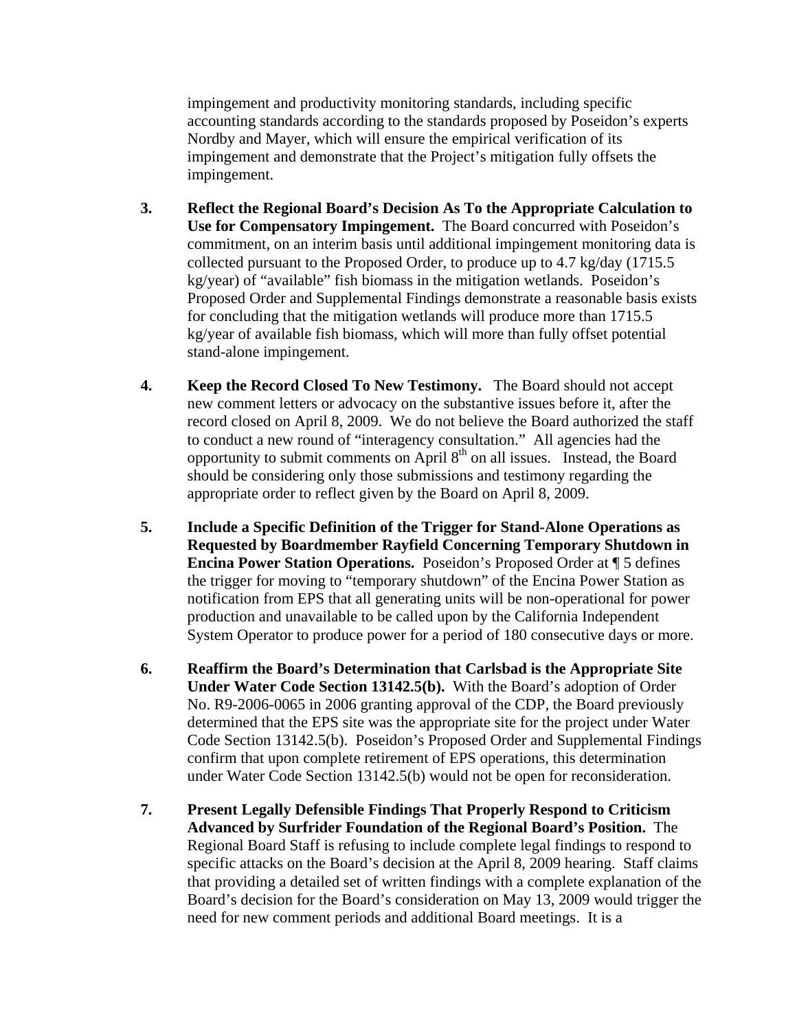impingement and productivity monitoring standards, including specific accounting standards according to the standards proposed by Poseidon's experts Nordby and Mayer, which will ensure the empirical verification of its impingement and demonstrate that the Project's mitigation fully offsets the impingement.

3. **Reflect the Regional Board's Decision As To the Appropriate Calculation to Use for Compensatory Impingement.** The Board concurred with Poseidon's commitment, on an interim basis until additional impingement monitoring data is collected pursuant to the Proposed Order, to produce up to 4.7 kg/day (1715.5 kg/year) of "available" fish biomass in the mitigation wetlands. Poseidon's Proposed Order and Supplemental Findings demonstrate a reasonable basis exists for concluding that the mitigation wetlands will produce more than 1715.5 kg/year of available fish biomass, which will more than fully offset potential stand-alone impingement.

4. **Keep the Record Closed To New Testimony.** The Board should not accept new comment letters or advocacy on the substantive issues before it, after the record closed on April 8, 2009. We do not believe the Board authorized the staff to conduct a new round of "interagency consultation." All agencies had the opportunity to submit comments on April 8th on all issues. Instead, the Board should be considering only those submissions and testimony regarding the appropriate order to reflect given by the Board on April 8, 2009.

5. **Include a Specific Definition of the Trigger for Stand-Alone Operations as Requested by Boardmember Rayfield Concerning Temporary Shutdown in Encina Power Station Operations.** Poseidon's Proposed Order at ¶ 5 defines the trigger for moving to "temporary shutdown" of the Encina Power Station as notification from EPS that all generating units will be non-operational for power production and unavailable to be called upon by the California Independent System Operator to produce power for a period of 180 consecutive days or more.

6. **Reaffirm the Board's Determination that Carlsbad is the Appropriate Site Under Water Code Section 13142.5(b).** With the Board's adoption of Order No. R9-2006-0065 in 2006 granting approval of the CDP, the Board previously determined that the EPS site was the appropriate site for the project under Water Code Section 13142.5(b). Poseidon's Proposed Order and Supplemental Findings confirm that upon complete retirement of EPS operations, this determination under Water Code Section 13142.5(b) would not be open for reconsideration.

7. **Present Legally Defensible Findings That Properly Respond to Criticism Advanced by Surfrider Foundation of the Regional Board's Position.** The Regional Board Staff is refusing to include complete legal findings to respond to specific attacks on the Board's decision at the April 8, 2009 hearing. Staff claims that providing a detailed set of written findings with a complete explanation of the Board's decision for the Board's consideration on May 13, 2009 would trigger the need for new comment periods and additional Board meetings. It is a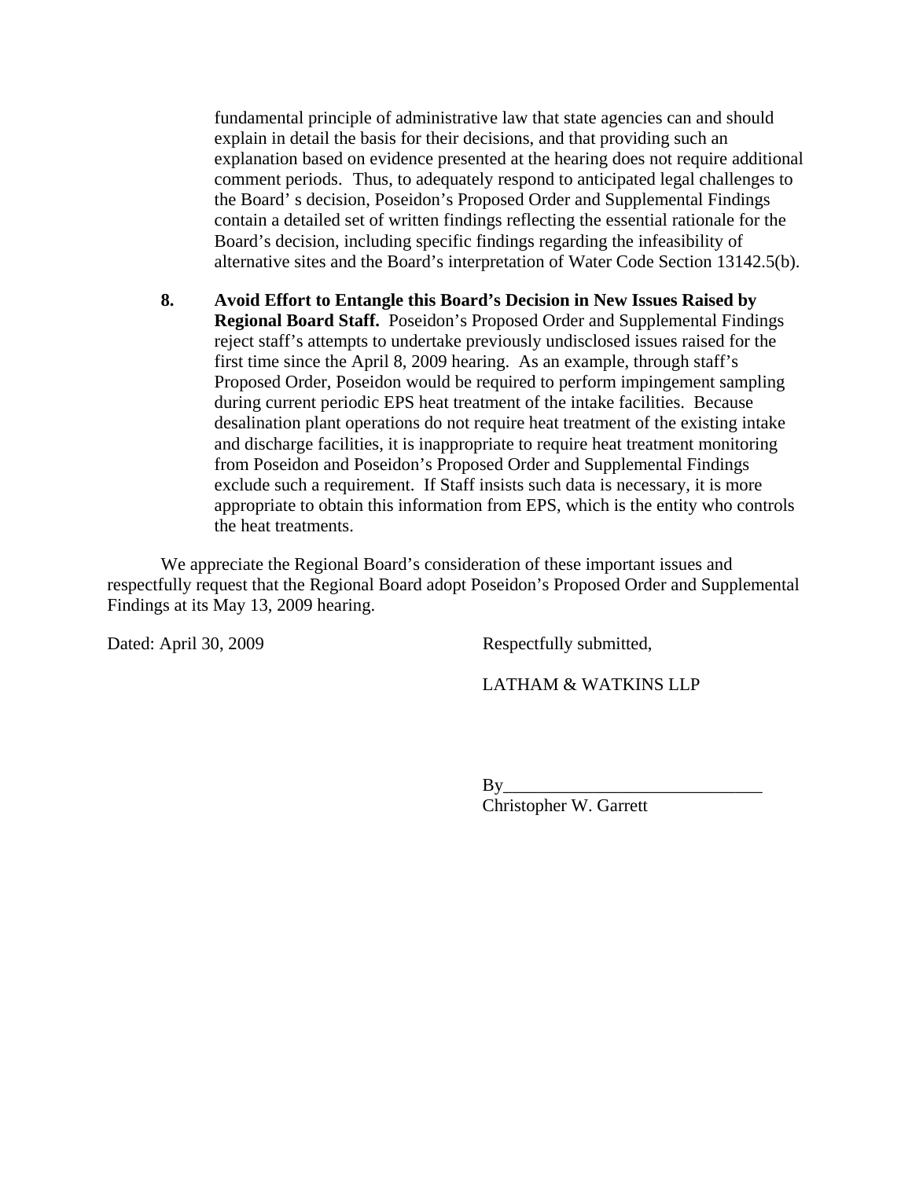fundamental principle of administrative law that state agencies can and should explain in detail the basis for their decisions, and that providing such an explanation based on evidence presented at the hearing does not require additional comment periods. Thus, to adequately respond to anticipated legal challenges to the Board' s decision, Poseidon's Proposed Order and Supplemental Findings contain a detailed set of written findings reflecting the essential rationale for the Board's decision, including specific findings regarding the infeasibility of alternative sites and the Board's interpretation of Water Code Section 13142.5(b).

8. **Avoid Effort to Entangle this Board's Decision in New Issues Raised by Regional Board Staff.** Poseidon's Proposed Order and Supplemental Findings reject staff's attempts to undertake previously undisclosed issues raised for the first time since the April 8, 2009 hearing. As an example, through staff's Proposed Order, Poseidon would be required to perform impingement sampling during current periodic EPS heat treatment of the intake facilities. Because desalination plant operations do not require heat treatment of the existing intake and discharge facilities, it is inappropriate to require heat treatment monitoring from Poseidon and Poseidon's Proposed Order and Supplemental Findings exclude such a requirement. If Staff insists such data is necessary, it is more appropriate to obtain this information from EPS, which is the entity who controls the heat treatments.

We appreciate the Regional Board's consideration of these important issues and respectfully request that the Regional Board adopt Poseidon's Proposed Order and Supplemental Findings at its May 13, 2009 hearing.

Dated: April 30, 2009

Respectfully submitted,

LATHAM & WATKINS LLP

By_____________________________
Christopher W. Garrett